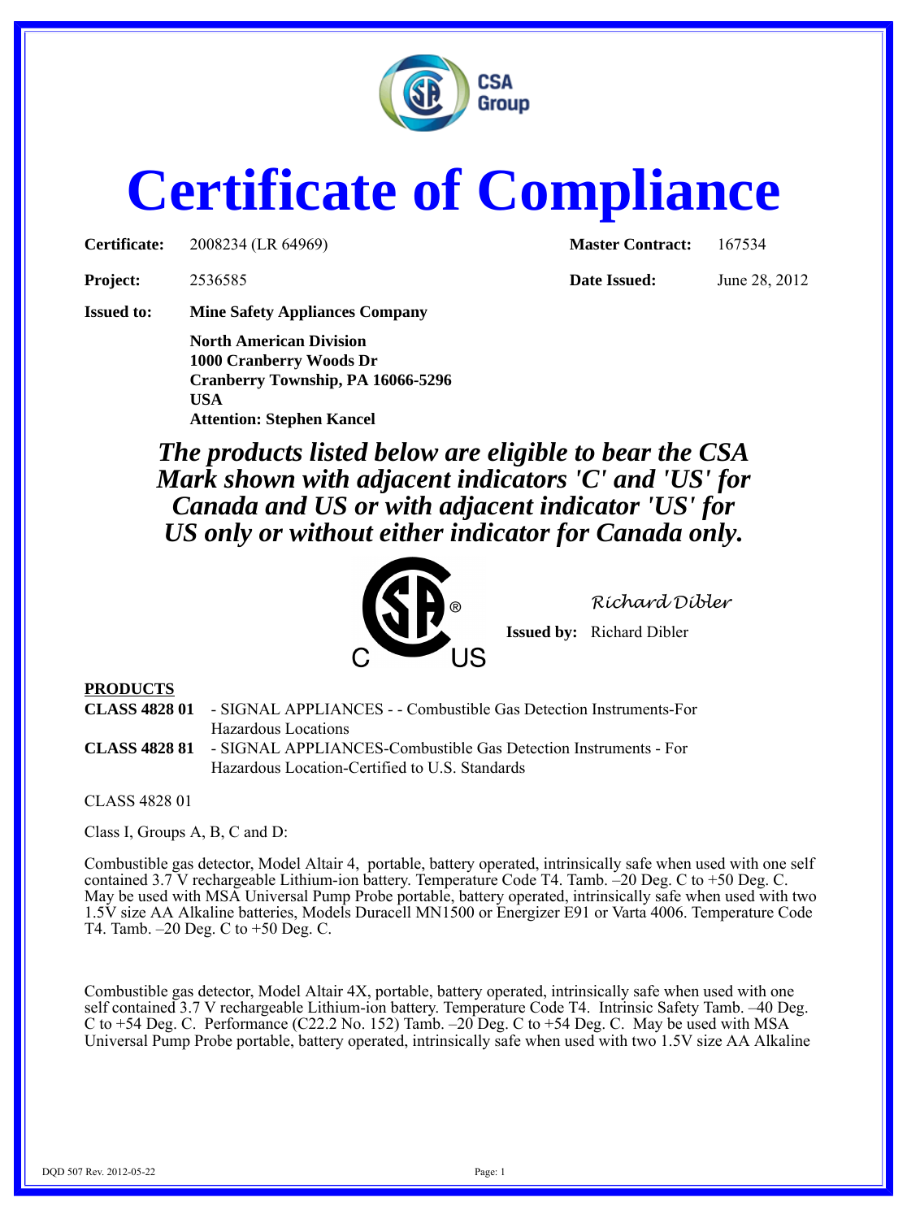# Certificate of Compliance

| | | | |
|---|---|---|---|
| **Certificate:** | 2008234 (LR 64969) | **Master Contract:** | 167534 |
| **Project:** | 2536585 | **Date Issued:** | June 28, 2012 |

**Issued to:** **Mine Safety Appliances Company**

**North American Division**
**1000 Cranberry Woods Dr**
**Cranberry Township, PA 16066-5296**
**USA**
**Attention: Stephen Kancel**

***The products listed below are eligible to bear the CSA Mark shown with adjacent indicators 'C' and 'US' for Canada and US or with adjacent indicator 'US' for US only or without either indicator for Canada only.***

*Richard Dibler*

**Issued by:** Richard Dibler

**PRODUCTS**

**CLASS 4828 01** - SIGNAL APPLIANCES - - Combustible Gas Detection Instruments-For Hazardous Locations

**CLASS 4828 81** - SIGNAL APPLIANCES-Combustible Gas Detection Instruments - For Hazardous Location-Certified to U.S. Standards

CLASS 4828 01

Class I, Groups A, B, C and D:

Combustible gas detector, Model Altair 4, portable, battery operated, intrinsically safe when used with one self contained 3.7 V rechargeable Lithium-ion battery. Temperature Code T4. Tamb. –20 Deg. C to +50 Deg. C. May be used with MSA Universal Pump Probe portable, battery operated, intrinsically safe when used with two 1.5V size AA Alkaline batteries, Models Duracell MN1500 or Energizer E91 or Varta 4006. Temperature Code T4. Tamb. –20 Deg. C to +50 Deg. C.

Combustible gas detector, Model Altair 4X, portable, battery operated, intrinsically safe when used with one self contained 3.7 V rechargeable Lithium-ion battery. Temperature Code T4. Intrinsic Safety Tamb. –40 Deg. C to +54 Deg. C. Performance (C22.2 No. 152) Tamb. –20 Deg. C to +54 Deg. C. May be used with MSA Universal Pump Probe portable, battery operated, intrinsically safe when used with two 1.5V size AA Alkaline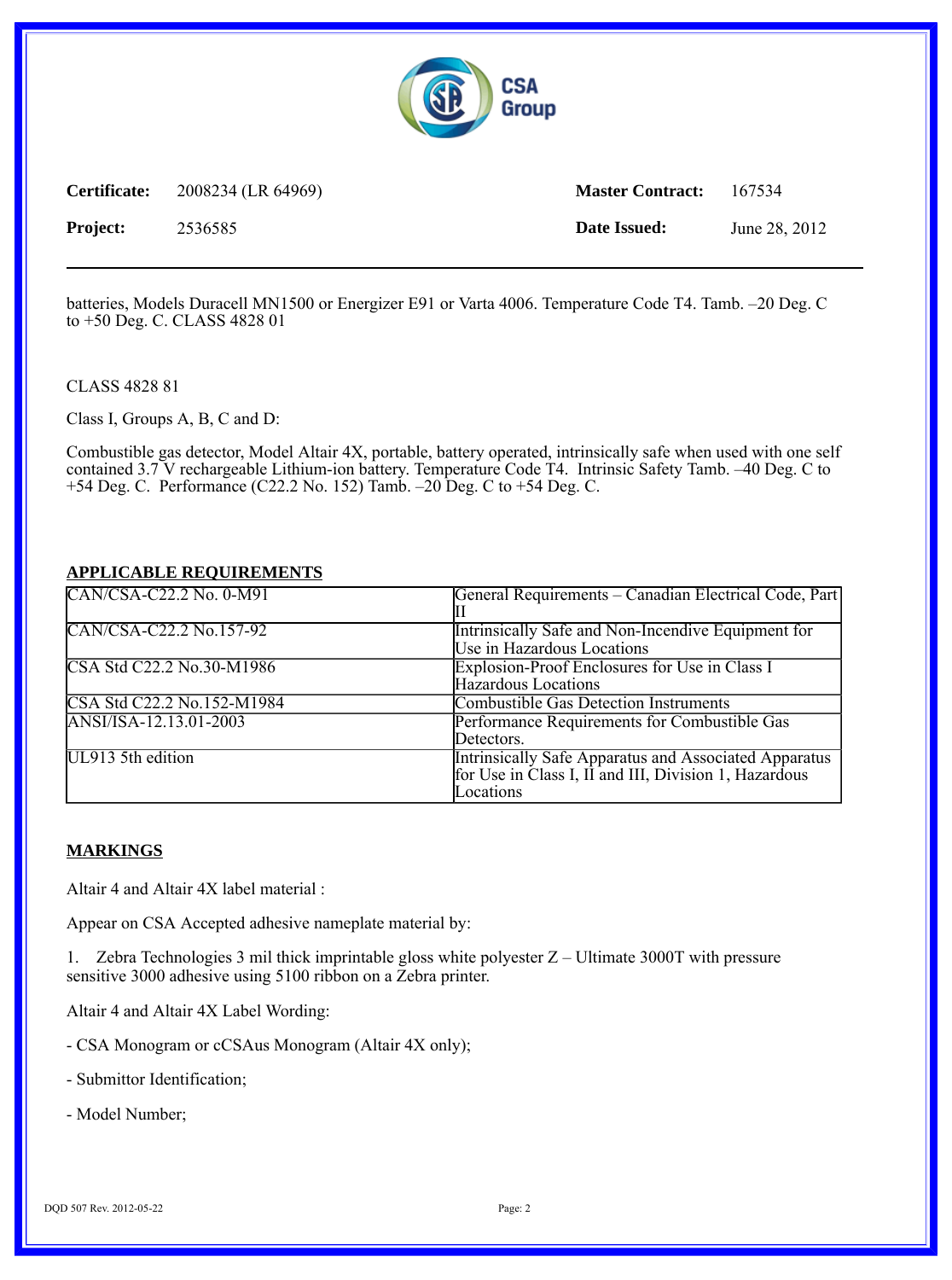| **Certificate:** | 2008234 (LR 64969) | **Master Contract:** | 167534 |
| --- | --- | --- | --- |
| **Project:** | 2536585 | **Date Issued:** | June 28, 2012 |

batteries, Models Duracell MN1500 or Energizer E91 or Varta 4006. Temperature Code T4. Tamb. –20 Deg. C to +50 Deg. C. CLASS 4828 01

CLASS 4828 81

Class I, Groups A, B, C and D:

Combustible gas detector, Model Altair 4X, portable, battery operated, intrinsically safe when used with one self contained 3.7 V rechargeable Lithium-ion battery. Temperature Code T4. Intrinsic Safety Tamb. –40 Deg. C to +54 Deg. C. Performance (C22.2 No. 152) Tamb. –20 Deg. C to +54 Deg. C.

## APPLICABLE REQUIREMENTS

| | |
| --- | --- |
| CAN/CSA-C22.2 No. 0-M91 | General Requirements – Canadian Electrical Code, Part II |
| CAN/CSA-C22.2 No.157-92 | Intrinsically Safe and Non-Incendive Equipment for Use in Hazardous Locations |
| CSA Std C22.2 No.30-M1986 | Explosion-Proof Enclosures for Use in Class I Hazardous Locations |
| CSA Std C22.2 No.152-M1984 | Combustible Gas Detection Instruments |
| ANSI/ISA-12.13.01-2003 | Performance Requirements for Combustible Gas Detectors. |
| UL913 5th edition | Intrinsically Safe Apparatus and Associated Apparatus for Use in Class I, II and III, Division 1, Hazardous Locations |

## MARKINGS

Altair 4 and Altair 4X label material :

Appear on CSA Accepted adhesive nameplate material by:

1. Zebra Technologies 3 mil thick imprintable gloss white polyester Z – Ultimate 3000T with pressure sensitive 3000 adhesive using 5100 ribbon on a Zebra printer.

Altair 4 and Altair 4X Label Wording:

- CSA Monogram or cCSAus Monogram (Altair 4X only);

- Submittor Identification;

- Model Number;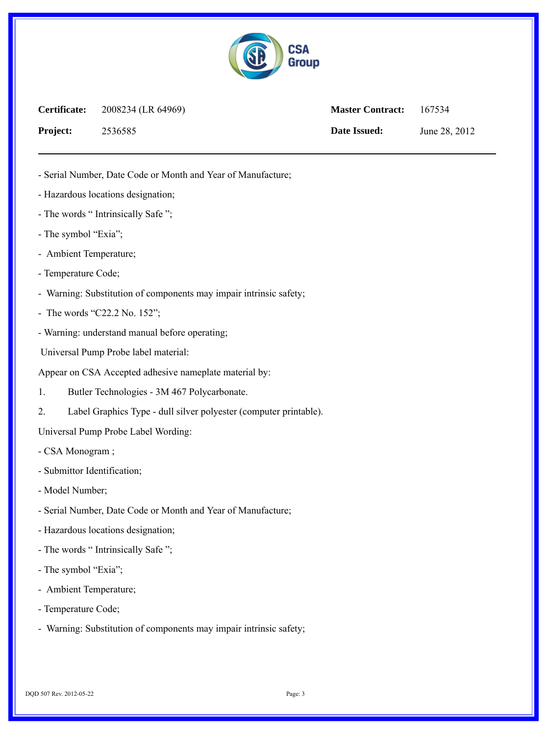| **Certificate:** | 2008234 (LR 64969) | **Master Contract:** | 167534 |
| --- | --- | --- | --- |
| **Project:** | 2536585 | **Date Issued:** | June 28, 2012 |

- Serial Number, Date Code or Month and Year of Manufacture;
- Hazardous locations designation;
- The words " Intrinsically Safe ";
- The symbol "Exia";
- Ambient Temperature;
- Temperature Code;
- Warning: Substitution of components may impair intrinsic safety;
- The words "C22.2 No. 152";
- Warning: understand manual before operating;

Universal Pump Probe label material:

Appear on CSA Accepted adhesive nameplate material by:

1. Butler Technologies - 3M 467 Polycarbonate.
2. Label Graphics Type - dull silver polyester (computer printable).

Universal Pump Probe Label Wording:

- CSA Monogram ;
- Submittor Identification;
- Model Number;
- Serial Number, Date Code or Month and Year of Manufacture;
- Hazardous locations designation;
- The words " Intrinsically Safe ";
- The symbol "Exia";
- Ambient Temperature;
- Temperature Code;
- Warning: Substitution of components may impair intrinsic safety;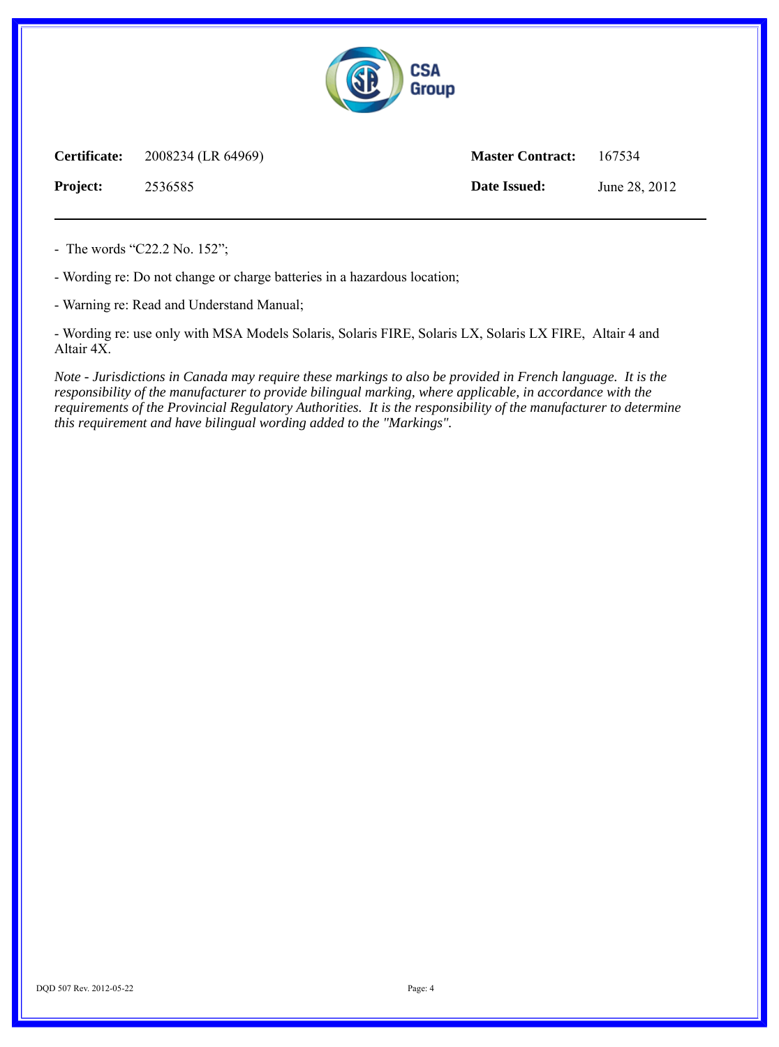| | | | |
|---|---|---|---|
| **Certificate:** | 2008234 (LR 64969) | **Master Contract:** | 167534 |
| **Project:** | 2536585 | **Date Issued:** | June 28, 2012 |

- The words “C22.2 No. 152”;

- Wording re: Do not change or charge batteries in a hazardous location;

- Warning re: Read and Understand Manual;

- Wording re: use only with MSA Models Solaris, Solaris FIRE, Solaris LX, Solaris LX FIRE, Altair 4 and Altair 4X.

*Note - Jurisdictions in Canada may require these markings to also be provided in French language. It is the responsibility of the manufacturer to provide bilingual marking, where applicable, in accordance with the requirements of the Provincial Regulatory Authorities. It is the responsibility of the manufacturer to determine this requirement and have bilingual wording added to the "Markings".*